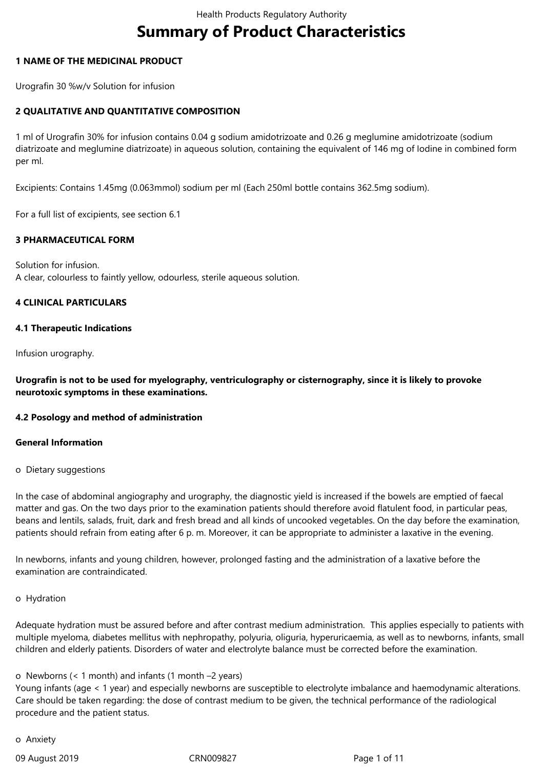# Summary of Product Characteristics

## 1 NAME OF THE MEDICINAL PRODUCT

Urografin 30 %w/v Solution for infusion

## 2 QUALITATIVE AND QUANTITATIVE COMPOSITION

1 ml of Urografin 30% for infusion contains 0.04 g sodium amidotrizoate and 0.26 g meglumine amidotrizoate (sodium diatrizoate and meglumine diatrizoate) in aqueous solution, containing the equivalent of 146 mg of Iodine in combined form per ml.

Excipients: Contains 1.45mg (0.063mmol) sodium per ml (Each 250ml bottle contains 362.5mg sodium).

For a full list of excipients, see section 6.1

## 3 PHARMACEUTICAL FORM

Solution for infusion.
A clear, colourless to faintly yellow, odourless, sterile aqueous solution.

## 4 CLINICAL PARTICULARS

### 4.1 Therapeutic Indications

Infusion urography.

**Urografin is not to be used for myelography, ventriculography or cisternography, since it is likely to provoke neurotoxic symptoms in these examinations.**

### 4.2 Posology and method of administration

**General Information**

o Dietary suggestions

In the case of abdominal angiography and urography, the diagnostic yield is increased if the bowels are emptied of faecal matter and gas. On the two days prior to the examination patients should therefore avoid flatulent food, in particular peas, beans and lentils, salads, fruit, dark and fresh bread and all kinds of uncooked vegetables. On the day before the examination, patients should refrain from eating after 6 p. m. Moreover, it can be appropriate to administer a laxative in the evening.

In newborns, infants and young children, however, prolonged fasting and the administration of a laxative before the examination are contraindicated.

o Hydration

Adequate hydration must be assured before and after contrast medium administration. This applies especially to patients with multiple myeloma, diabetes mellitus with nephropathy, polyuria, oliguria, hyperuricaemia, as well as to newborns, infants, small children and elderly patients. Disorders of water and electrolyte balance must be corrected before the examination.

o Newborns (< 1 month) and infants (1 month –2 years)
Young infants (age < 1 year) and especially newborns are susceptible to electrolyte imbalance and haemodynamic alterations. Care should be taken regarding: the dose of contrast medium to be given, the technical performance of the radiological procedure and the patient status.

o Anxiety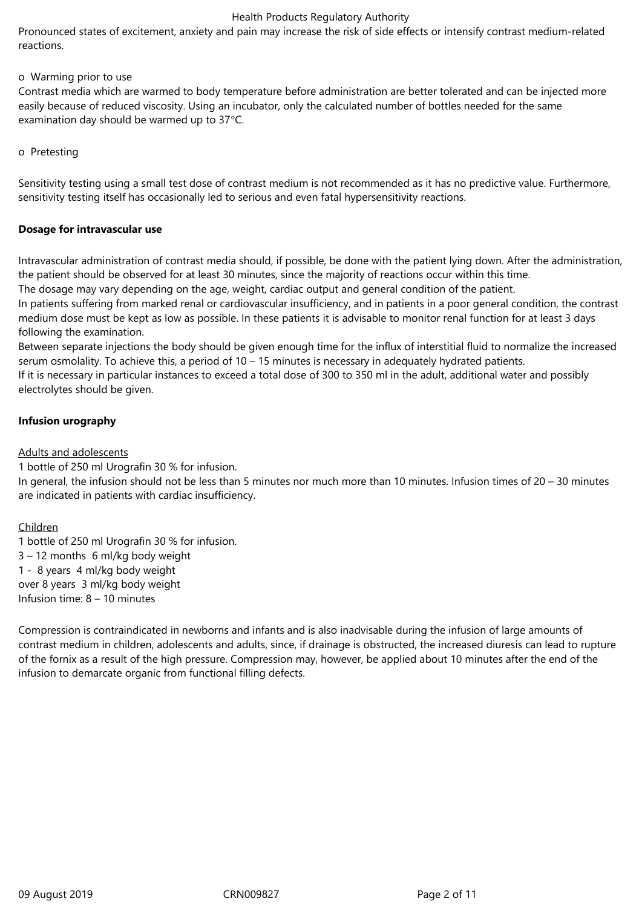Pronounced states of excitement, anxiety and pain may increase the risk of side effects or intensify contrast medium-related reactions.

o Warming prior to use

Contrast media which are warmed to body temperature before administration are better tolerated and can be injected more easily because of reduced viscosity. Using an incubator, only the calculated number of bottles needed for the same examination day should be warmed up to 37°C.

o Pretesting

Sensitivity testing using a small test dose of contrast medium is not recommended as it has no predictive value. Furthermore, sensitivity testing itself has occasionally led to serious and even fatal hypersensitivity reactions.

**Dosage for intravascular use**

Intravascular administration of contrast media should, if possible, be done with the patient lying down. After the administration, the patient should be observed for at least 30 minutes, since the majority of reactions occur within this time.
The dosage may vary depending on the age, weight, cardiac output and general condition of the patient.
In patients suffering from marked renal or cardiovascular insufficiency, and in patients in a poor general condition, the contrast medium dose must be kept as low as possible. In these patients it is advisable to monitor renal function for at least 3 days following the examination.
Between separate injections the body should be given enough time for the influx of interstitial fluid to normalize the increased serum osmolality. To achieve this, a period of 10 – 15 minutes is necessary in adequately hydrated patients.
If it is necessary in particular instances to exceed a total dose of 300 to 350 ml in the adult, additional water and possibly electrolytes should be given.

**Infusion urography**

Adults and adolescents

1 bottle of 250 ml Urografin 30 % for infusion.
In general, the infusion should not be less than 5 minutes nor much more than 10 minutes. Infusion times of 20 – 30 minutes are indicated in patients with cardiac insufficiency.

Children

1 bottle of 250 ml Urografin 30 % for infusion.
3 – 12 months 6 ml/kg body weight
1 - 8 years 4 ml/kg body weight
over 8 years 3 ml/kg body weight
Infusion time: 8 – 10 minutes

Compression is contraindicated in newborns and infants and is also inadvisable during the infusion of large amounts of contrast medium in children, adolescents and adults, since, if drainage is obstructed, the increased diuresis can lead to rupture of the fornix as a result of the high pressure. Compression may, however, be applied about 10 minutes after the end of the infusion to demarcate organic from functional filling defects.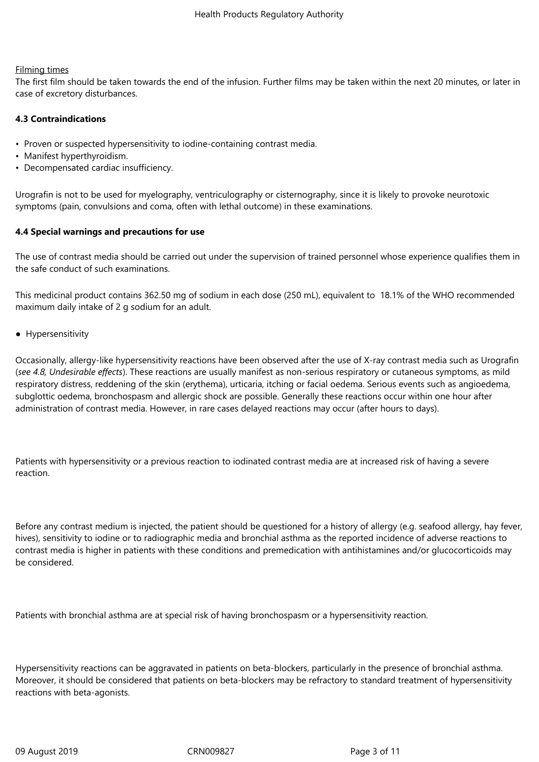Filming times

The first film should be taken towards the end of the infusion. Further films may be taken within the next 20 minutes, or later in case of excretory disturbances.

**4.3 Contraindications**

- Proven or suspected hypersensitivity to iodine-containing contrast media.
- Manifest hyperthyroidism.
- Decompensated cardiac insufficiency.

Urografin is not to be used for myelography, ventriculography or cisternography, since it is likely to provoke neurotoxic symptoms (pain, convulsions and coma, often with lethal outcome) in these examinations.

**4.4 Special warnings and precautions for use**

The use of contrast media should be carried out under the supervision of trained personnel whose experience qualifies them in the safe conduct of such examinations.

This medicinal product contains 362.50 mg of sodium in each dose (250 mL), equivalent to 18.1% of the WHO recommended maximum daily intake of 2 g sodium for an adult.

- Hypersensitivity

Occasionally, allergy-like hypersensitivity reactions have been observed after the use of X-ray contrast media such as Urografin (*see 4.8, Undesirable effects*). These reactions are usually manifest as non-serious respiratory or cutaneous symptoms, as mild respiratory distress, reddening of the skin (erythema), urticaria, itching or facial oedema. Serious events such as angioedema, subglottic oedema, bronchospasm and allergic shock are possible. Generally these reactions occur within one hour after administration of contrast media. However, in rare cases delayed reactions may occur (after hours to days).

Patients with hypersensitivity or a previous reaction to iodinated contrast media are at increased risk of having a severe reaction.

Before any contrast medium is injected, the patient should be questioned for a history of allergy (e.g. seafood allergy, hay fever, hives), sensitivity to iodine or to radiographic media and bronchial asthma as the reported incidence of adverse reactions to contrast media is higher in patients with these conditions and premedication with antihistamines and/or glucocorticoids may be considered.

Patients with bronchial asthma are at special risk of having bronchospasm or a hypersensitivity reaction.

Hypersensitivity reactions can be aggravated in patients on beta-blockers, particularly in the presence of bronchial asthma. Moreover, it should be considered that patients on beta-blockers may be refractory to standard treatment of hypersensitivity reactions with beta-agonists.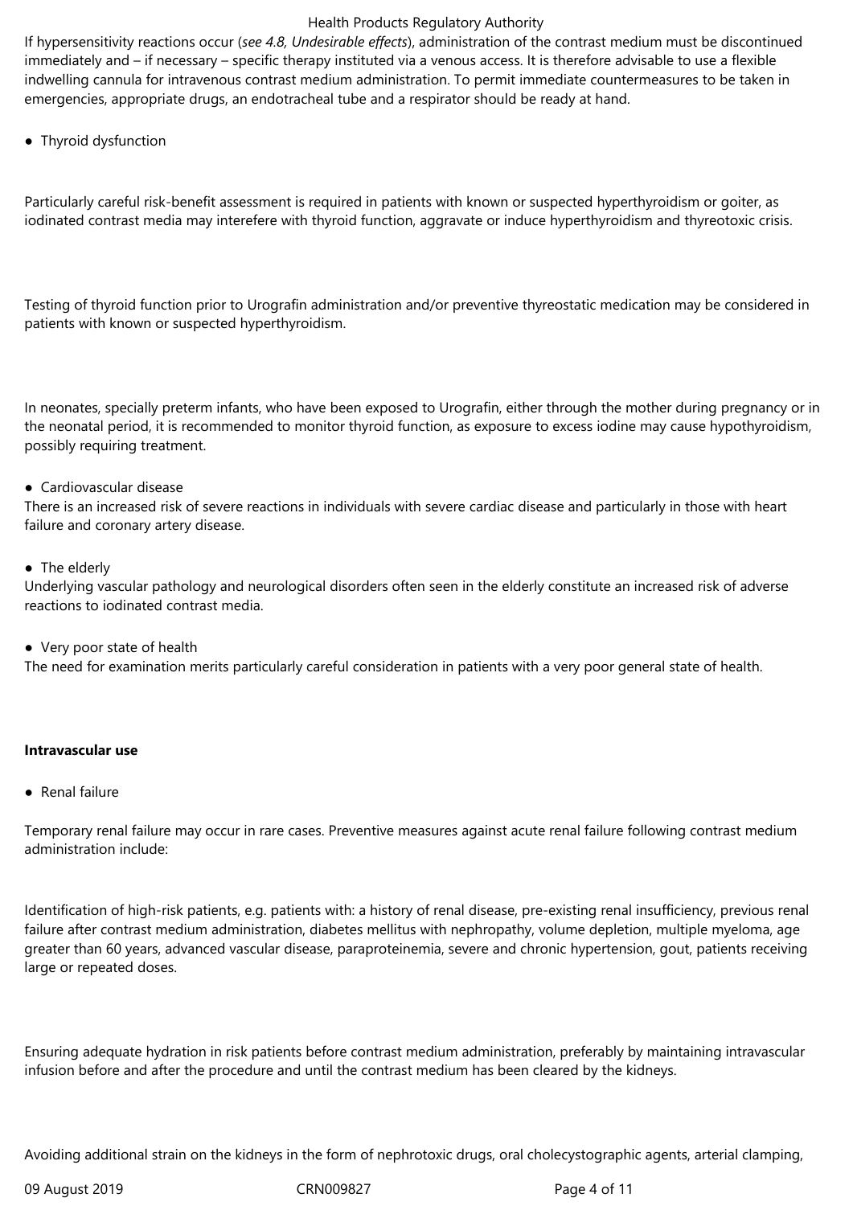If hypersensitivity reactions occur (*see 4.8, Undesirable effects*), administration of the contrast medium must be discontinued immediately and – if necessary – specific therapy instituted via a venous access. It is therefore advisable to use a flexible indwelling cannula for intravenous contrast medium administration. To permit immediate countermeasures to be taken in emergencies, appropriate drugs, an endotracheal tube and a respirator should be ready at hand.

- Thyroid dysfunction

Particularly careful risk-benefit assessment is required in patients with known or suspected hyperthyroidism or goiter, as iodinated contrast media may interefere with thyroid function, aggravate or induce hyperthyroidism and thyreotoxic crisis.

Testing of thyroid function prior to Urografin administration and/or preventive thyreostatic medication may be considered in patients with known or suspected hyperthyroidism.

In neonates, specially preterm infants, who have been exposed to Urografin, either through the mother during pregnancy or in the neonatal period, it is recommended to monitor thyroid function, as exposure to excess iodine may cause hypothyroidism, possibly requiring treatment.

- Cardiovascular disease

There is an increased risk of severe reactions in individuals with severe cardiac disease and particularly in those with heart failure and coronary artery disease.

- The elderly

Underlying vascular pathology and neurological disorders often seen in the elderly constitute an increased risk of adverse reactions to iodinated contrast media.

- Very poor state of health

The need for examination merits particularly careful consideration in patients with a very poor general state of health.

**Intravascular use**

- Renal failure

Temporary renal failure may occur in rare cases. Preventive measures against acute renal failure following contrast medium administration include:

Identification of high-risk patients, e.g. patients with: a history of renal disease, pre-existing renal insufficiency, previous renal failure after contrast medium administration, diabetes mellitus with nephropathy, volume depletion, multiple myeloma, age greater than 60 years, advanced vascular disease, paraproteinemia, severe and chronic hypertension, gout, patients receiving large or repeated doses.

Ensuring adequate hydration in risk patients before contrast medium administration, preferably by maintaining intravascular infusion before and after the procedure and until the contrast medium has been cleared by the kidneys.

Avoiding additional strain on the kidneys in the form of nephrotoxic drugs, oral cholecystographic agents, arterial clamping,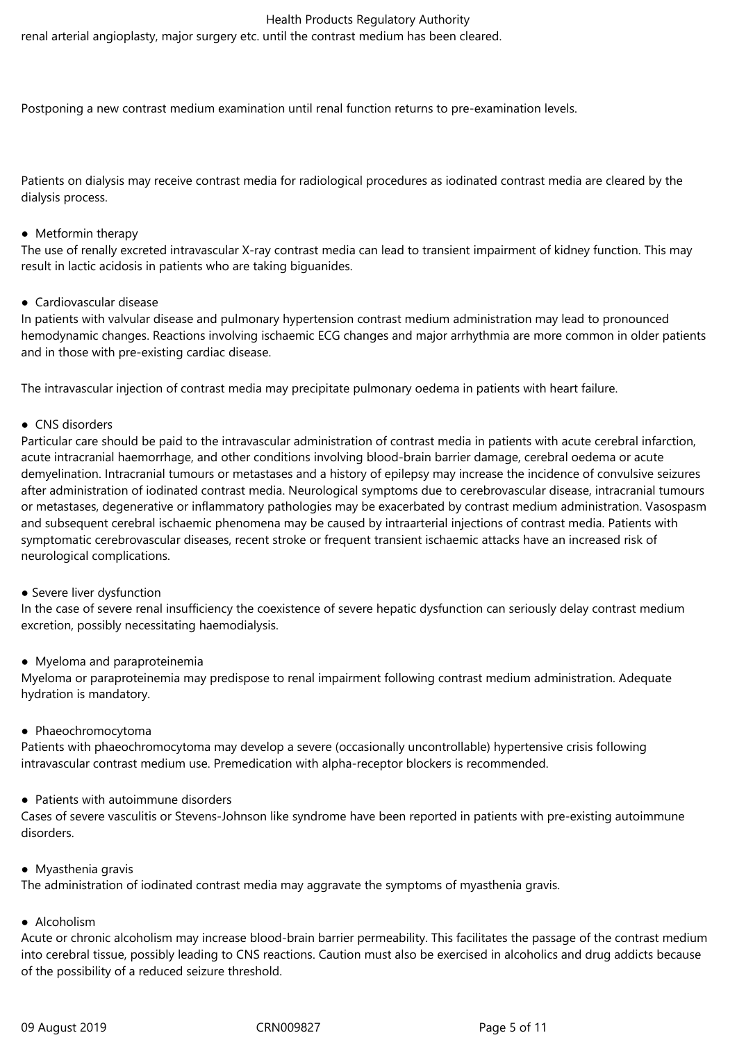renal arterial angioplasty, major surgery etc. until the contrast medium has been cleared.

Postponing a new contrast medium examination until renal function returns to pre-examination levels.

Patients on dialysis may receive contrast media for radiological procedures as iodinated contrast media are cleared by the dialysis process.

- Metformin therapy

The use of renally excreted intravascular X-ray contrast media can lead to transient impairment of kidney function. This may result in lactic acidosis in patients who are taking biguanides.

- Cardiovascular disease

In patients with valvular disease and pulmonary hypertension contrast medium administration may lead to pronounced hemodynamic changes. Reactions involving ischaemic ECG changes and major arrhythmia are more common in older patients and in those with pre-existing cardiac disease.

The intravascular injection of contrast media may precipitate pulmonary oedema in patients with heart failure.

- CNS disorders

Particular care should be paid to the intravascular administration of contrast media in patients with acute cerebral infarction, acute intracranial haemorrhage, and other conditions involving blood-brain barrier damage, cerebral oedema or acute demyelination. Intracranial tumours or metastases and a history of epilepsy may increase the incidence of convulsive seizures after administration of iodinated contrast media. Neurological symptoms due to cerebrovascular disease, intracranial tumours or metastases, degenerative or inflammatory pathologies may be exacerbated by contrast medium administration. Vasospasm and subsequent cerebral ischaemic phenomena may be caused by intraarterial injections of contrast media. Patients with symptomatic cerebrovascular diseases, recent stroke or frequent transient ischaemic attacks have an increased risk of neurological complications.

- Severe liver dysfunction

In the case of severe renal insufficiency the coexistence of severe hepatic dysfunction can seriously delay contrast medium excretion, possibly necessitating haemodialysis.

- Myeloma and paraproteinemia

Myeloma or paraproteinemia may predispose to renal impairment following contrast medium administration. Adequate hydration is mandatory.

- Phaeochromocytoma

Patients with phaeochromocytoma may develop a severe (occasionally uncontrollable) hypertensive crisis following intravascular contrast medium use. Premedication with alpha-receptor blockers is recommended.

- Patients with autoimmune disorders

Cases of severe vasculitis or Stevens-Johnson like syndrome have been reported in patients with pre-existing autoimmune disorders.

- Myasthenia gravis

The administration of iodinated contrast media may aggravate the symptoms of myasthenia gravis.

- Alcoholism

Acute or chronic alcoholism may increase blood-brain barrier permeability. This facilitates the passage of the contrast medium into cerebral tissue, possibly leading to CNS reactions. Caution must also be exercised in alcoholics and drug addicts because of the possibility of a reduced seizure threshold.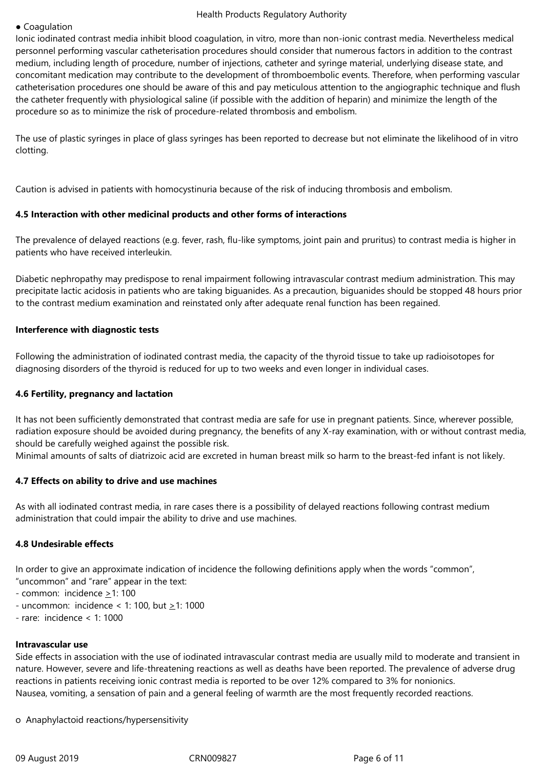- Coagulation

Ionic iodinated contrast media inhibit blood coagulation, in vitro, more than non-ionic contrast media. Nevertheless medical personnel performing vascular catheterisation procedures should consider that numerous factors in addition to the contrast medium, including length of procedure, number of injections, catheter and syringe material, underlying disease state, and concomitant medication may contribute to the development of thromboembolic events. Therefore, when performing vascular catheterisation procedures one should be aware of this and pay meticulous attention to the angiographic technique and flush the catheter frequently with physiological saline (if possible with the addition of heparin) and minimize the length of the procedure so as to minimize the risk of procedure-related thrombosis and embolism.

The use of plastic syringes in place of glass syringes has been reported to decrease but not eliminate the likelihood of in vitro clotting.

Caution is advised in patients with homocystinuria because of the risk of inducing thrombosis and embolism.

**4.5 Interaction with other medicinal products and other forms of interactions**

The prevalence of delayed reactions (e.g. fever, rash, flu-like symptoms, joint pain and pruritus) to contrast media is higher in patients who have received interleukin.

Diabetic nephropathy may predispose to renal impairment following intravascular contrast medium administration. This may precipitate lactic acidosis in patients who are taking biguanides. As a precaution, biguanides should be stopped 48 hours prior to the contrast medium examination and reinstated only after adequate renal function has been regained.

**Interference with diagnostic tests**

Following the administration of iodinated contrast media, the capacity of the thyroid tissue to take up radioisotopes for diagnosing disorders of the thyroid is reduced for up to two weeks and even longer in individual cases.

**4.6 Fertility, pregnancy and lactation**

It has not been sufficiently demonstrated that contrast media are safe for use in pregnant patients. Since, wherever possible, radiation exposure should be avoided during pregnancy, the benefits of any X-ray examination, with or without contrast media, should be carefully weighed against the possible risk.
Minimal amounts of salts of diatrizoic acid are excreted in human breast milk so harm to the breast-fed infant is not likely.

**4.7 Effects on ability to drive and use machines**

As with all iodinated contrast media, in rare cases there is a possibility of delayed reactions following contrast medium administration that could impair the ability to drive and use machines.

**4.8 Undesirable effects**

In order to give an approximate indication of incidence the following definitions apply when the words “common”, “uncommon” and “rare” appear in the text:

- common: incidence $\geq$1: 100
- uncommon: incidence < 1: 100, but $\geq$1: 1000
- rare: incidence < 1: 1000

**Intravascular use**

Side effects in association with the use of iodinated intravascular contrast media are usually mild to moderate and transient in nature. However, severe and life-threatening reactions as well as deaths have been reported. The prevalence of adverse drug reactions in patients receiving ionic contrast media is reported to be over 12% compared to 3% for nonionics.
Nausea, vomiting, a sensation of pain and a general feeling of warmth are the most frequently recorded reactions.

o Anaphylactoid reactions/hypersensitivity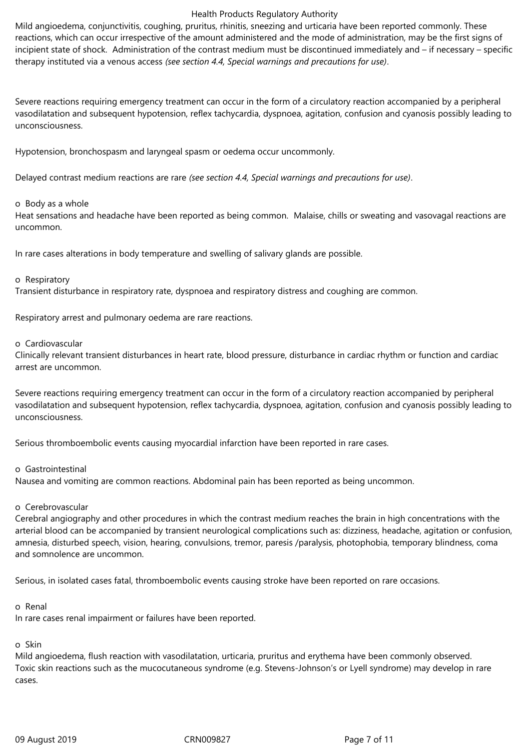Mild angioedema, conjunctivitis, coughing, pruritus, rhinitis, sneezing and urticaria have been reported commonly. These reactions, which can occur irrespective of the amount administered and the mode of administration, may be the first signs of incipient state of shock. Administration of the contrast medium must be discontinued immediately and – if necessary – specific therapy instituted via a venous access *(see section 4.4, Special warnings and precautions for use)*.

Severe reactions requiring emergency treatment can occur in the form of a circulatory reaction accompanied by a peripheral vasodilatation and subsequent hypotension, reflex tachycardia, dyspnoea, agitation, confusion and cyanosis possibly leading to unconsciousness.

Hypotension, bronchospasm and laryngeal spasm or oedema occur uncommonly.

Delayed contrast medium reactions are rare *(see section 4.4, Special warnings and precautions for use)*.

o Body as a whole

Heat sensations and headache have been reported as being common. Malaise, chills or sweating and vasovagal reactions are uncommon.

In rare cases alterations in body temperature and swelling of salivary glands are possible.

o Respiratory

Transient disturbance in respiratory rate, dyspnoea and respiratory distress and coughing are common.

Respiratory arrest and pulmonary oedema are rare reactions.

o Cardiovascular

Clinically relevant transient disturbances in heart rate, blood pressure, disturbance in cardiac rhythm or function and cardiac arrest are uncommon.

Severe reactions requiring emergency treatment can occur in the form of a circulatory reaction accompanied by peripheral vasodilatation and subsequent hypotension, reflex tachycardia, dyspnoea, agitation, confusion and cyanosis possibly leading to unconsciousness.

Serious thromboembolic events causing myocardial infarction have been reported in rare cases.

o Gastrointestinal

Nausea and vomiting are common reactions. Abdominal pain has been reported as being uncommon.

o Cerebrovascular

Cerebral angiography and other procedures in which the contrast medium reaches the brain in high concentrations with the arterial blood can be accompanied by transient neurological complications such as: dizziness, headache, agitation or confusion, amnesia, disturbed speech, vision, hearing, convulsions, tremor, paresis /paralysis, photophobia, temporary blindness, coma and somnolence are uncommon.

Serious, in isolated cases fatal, thromboembolic events causing stroke have been reported on rare occasions.

o Renal

In rare cases renal impairment or failures have been reported.

o Skin

Mild angioedema, flush reaction with vasodilatation, urticaria, pruritus and erythema have been commonly observed.
Toxic skin reactions such as the mucocutaneous syndrome (e.g. Stevens-Johnson's or Lyell syndrome) may develop in rare cases.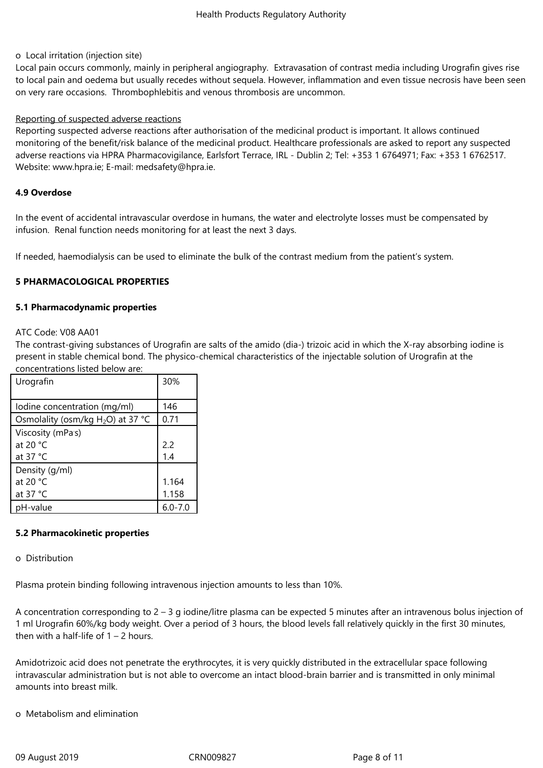o Local irritation (injection site)

Local pain occurs commonly, mainly in peripheral angiography. Extravasation of contrast media including Urografin gives rise to local pain and oedema but usually recedes without sequela. However, inflammation and even tissue necrosis have been seen on very rare occasions. Thrombophlebitis and venous thrombosis are uncommon.

Reporting of suspected adverse reactions

Reporting suspected adverse reactions after authorisation of the medicinal product is important. It allows continued monitoring of the benefit/risk balance of the medicinal product. Healthcare professionals are asked to report any suspected adverse reactions via HPRA Pharmacovigilance, Earlsfort Terrace, IRL - Dublin 2; Tel: +353 1 6764971; Fax: +353 1 6762517. Website: www.hpra.ie; E-mail: medsafety@hpra.ie.

**4.9 Overdose**

In the event of accidental intravascular overdose in humans, the water and electrolyte losses must be compensated by infusion. Renal function needs monitoring for at least the next 3 days.

If needed, haemodialysis can be used to eliminate the bulk of the contrast medium from the patient's system.

**5 PHARMACOLOGICAL PROPERTIES**

**5.1 Pharmacodynamic properties**

ATC Code: V08 AA01

The contrast-giving substances of Urografin are salts of the amido (dia-) trizoic acid in which the X-ray absorbing iodine is present in stable chemical bond. The physico-chemical characteristics of the injectable solution of Urografin at the concentrations listed below are:

| Urografin | 30% |
|---|---|
| Iodine concentration (mg/ml) | 146 |
| Osmolality (osm/kg $H_2O$) at 37 °C | 0.71 |
| Viscosity (mPa·s)<br>at 20 °C<br>at 37 °C | <br>2.2<br>1.4 |
| Density (g/ml)<br>at 20 °C<br>at 37 °C | <br>1.164<br>1.158 |
| pH-value | 6.0-7.0 |

**5.2 Pharmacokinetic properties**

o Distribution

Plasma protein binding following intravenous injection amounts to less than 10%.

A concentration corresponding to 2 – 3 g iodine/litre plasma can be expected 5 minutes after an intravenous bolus injection of 1 ml Urografin 60%/kg body weight. Over a period of 3 hours, the blood levels fall relatively quickly in the first 30 minutes, then with a half-life of 1 – 2 hours.

Amidotrizoic acid does not penetrate the erythrocytes, it is very quickly distributed in the extracellular space following intravascular administration but is not able to overcome an intact blood-brain barrier and is transmitted in only minimal amounts into breast milk.

o Metabolism and elimination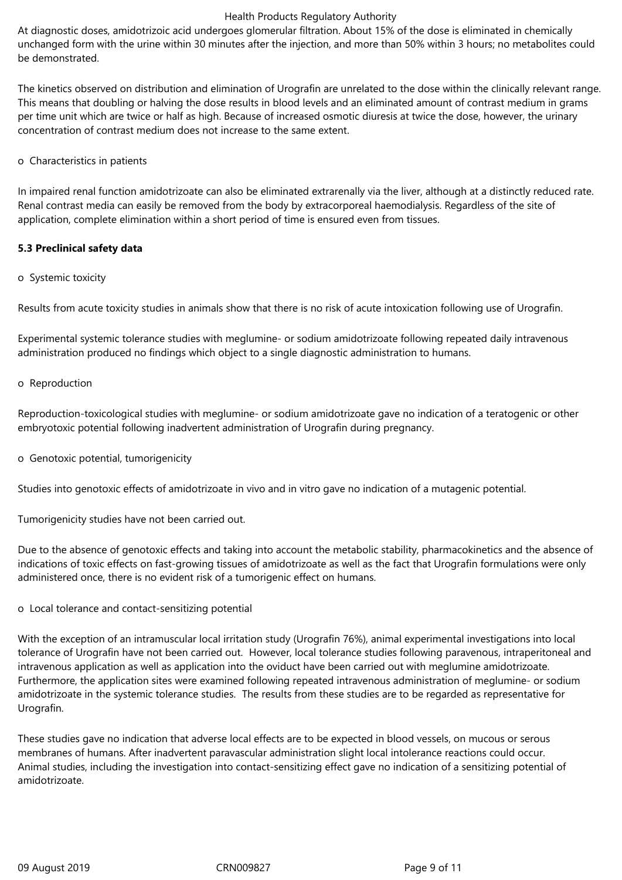At diagnostic doses, amidotrizoic acid undergoes glomerular filtration. About 15% of the dose is eliminated in chemically unchanged form with the urine within 30 minutes after the injection, and more than 50% within 3 hours; no metabolites could be demonstrated.

The kinetics observed on distribution and elimination of Urografin are unrelated to the dose within the clinically relevant range. This means that doubling or halving the dose results in blood levels and an eliminated amount of contrast medium in grams per time unit which are twice or half as high. Because of increased osmotic diuresis at twice the dose, however, the urinary concentration of contrast medium does not increase to the same extent.

o Characteristics in patients

In impaired renal function amidotrizoate can also be eliminated extrarenally via the liver, although at a distinctly reduced rate. Renal contrast media can easily be removed from the body by extracorporeal haemodialysis. Regardless of the site of application, complete elimination within a short period of time is ensured even from tissues.

**5.3 Preclinical safety data**

o Systemic toxicity

Results from acute toxicity studies in animals show that there is no risk of acute intoxication following use of Urografin.

Experimental systemic tolerance studies with meglumine- or sodium amidotrizoate following repeated daily intravenous administration produced no findings which object to a single diagnostic administration to humans.

o Reproduction

Reproduction-toxicological studies with meglumine- or sodium amidotrizoate gave no indication of a teratogenic or other embryotoxic potential following inadvertent administration of Urografin during pregnancy.

o Genotoxic potential, tumorigenicity

Studies into genotoxic effects of amidotrizoate in vivo and in vitro gave no indication of a mutagenic potential.

Tumorigenicity studies have not been carried out.

Due to the absence of genotoxic effects and taking into account the metabolic stability, pharmacokinetics and the absence of indications of toxic effects on fast-growing tissues of amidotrizoate as well as the fact that Urografin formulations were only administered once, there is no evident risk of a tumorigenic effect on humans.

o Local tolerance and contact-sensitizing potential

With the exception of an intramuscular local irritation study (Urografin 76%), animal experimental investigations into local tolerance of Urografin have not been carried out. However, local tolerance studies following paravenous, intraperitoneal and intravenous application as well as application into the oviduct have been carried out with meglumine amidotrizoate. Furthermore, the application sites were examined following repeated intravenous administration of meglumine- or sodium amidotrizoate in the systemic tolerance studies. The results from these studies are to be regarded as representative for Urografin.

These studies gave no indication that adverse local effects are to be expected in blood vessels, on mucous or serous membranes of humans. After inadvertent paravascular administration slight local intolerance reactions could occur. Animal studies, including the investigation into contact-sensitizing effect gave no indication of a sensitizing potential of amidotrizoate.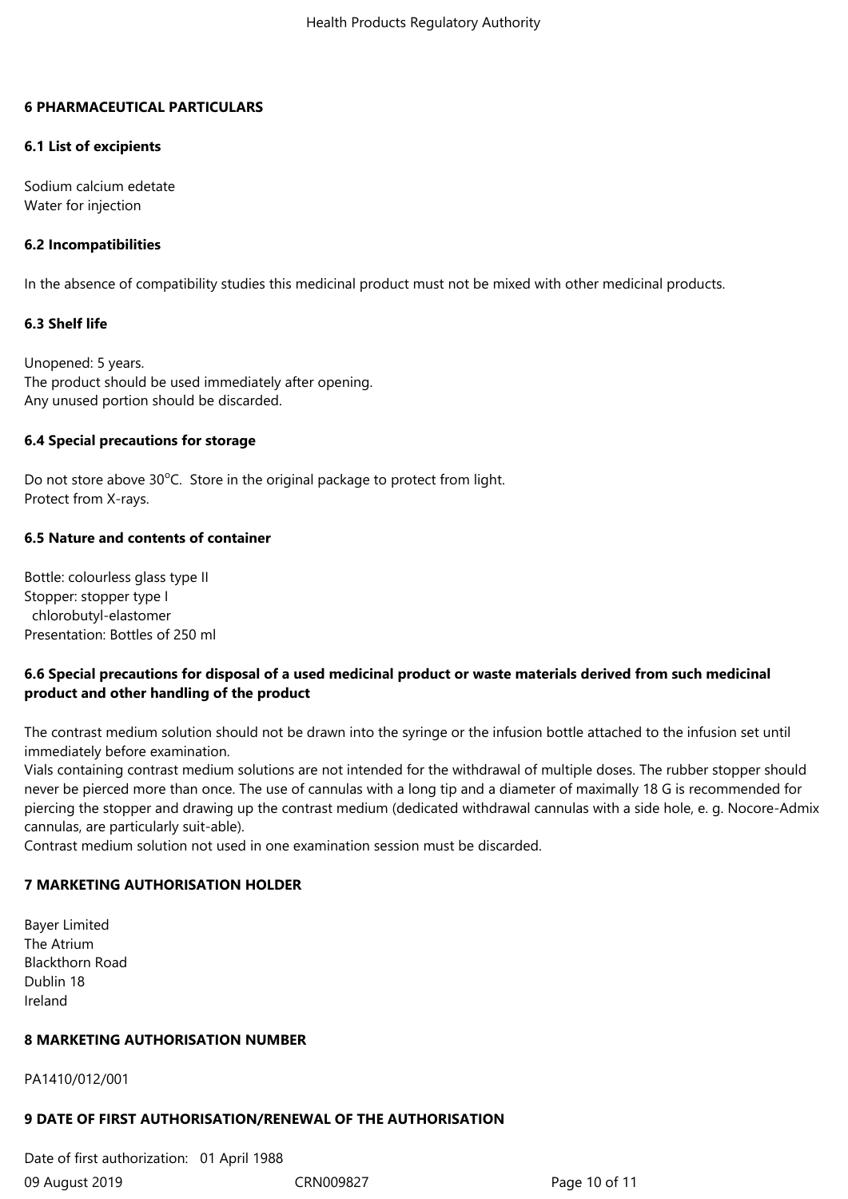## 6 PHARMACEUTICAL PARTICULARS

### 6.1 List of excipients

Sodium calcium edetate
Water for injection

### 6.2 Incompatibilities

In the absence of compatibility studies this medicinal product must not be mixed with other medicinal products.

### 6.3 Shelf life

Unopened: 5 years.
The product should be used immediately after opening.
Any unused portion should be discarded.

### 6.4 Special precautions for storage

Do not store above 30°C. Store in the original package to protect from light.
Protect from X-rays.

### 6.5 Nature and contents of container

Bottle: colourless glass type II
Stopper: stopper type I
chlorobutyl-elastomer
Presentation: Bottles of 250 ml

### 6.6 Special precautions for disposal of a used medicinal product or waste materials derived from such medicinal product and other handling of the product

The contrast medium solution should not be drawn into the syringe or the infusion bottle attached to the infusion set until immediately before examination.
Vials containing contrast medium solutions are not intended for the withdrawal of multiple doses. The rubber stopper should never be pierced more than once. The use of cannulas with a long tip and a diameter of maximally 18 G is recommended for piercing the stopper and drawing up the contrast medium (dedicated withdrawal cannulas with a side hole, e. g. Nocore-Admix cannulas, are particularly suit-able).
Contrast medium solution not used in one examination session must be discarded.

## 7 MARKETING AUTHORISATION HOLDER

Bayer Limited
The Atrium
Blackthorn Road
Dublin 18
Ireland

## 8 MARKETING AUTHORISATION NUMBER

PA1410/012/001

## 9 DATE OF FIRST AUTHORISATION/RENEWAL OF THE AUTHORISATION

Date of first authorization: 01 April 1988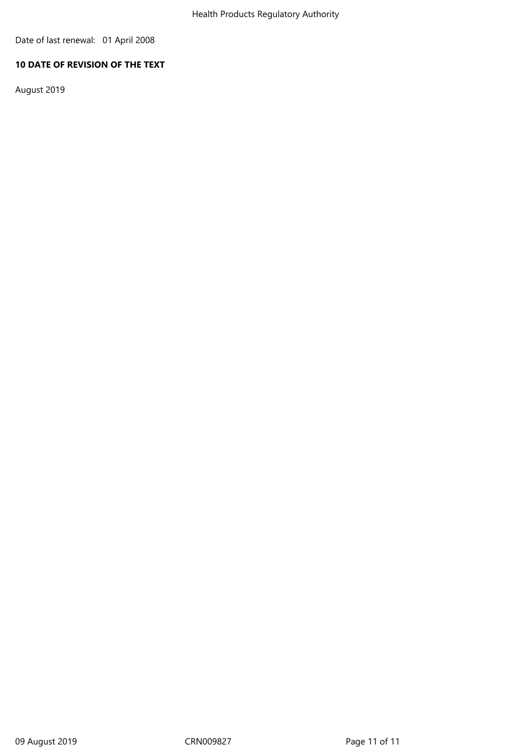Date of last renewal: 01 April 2008

**10 DATE OF REVISION OF THE TEXT**

August 2019